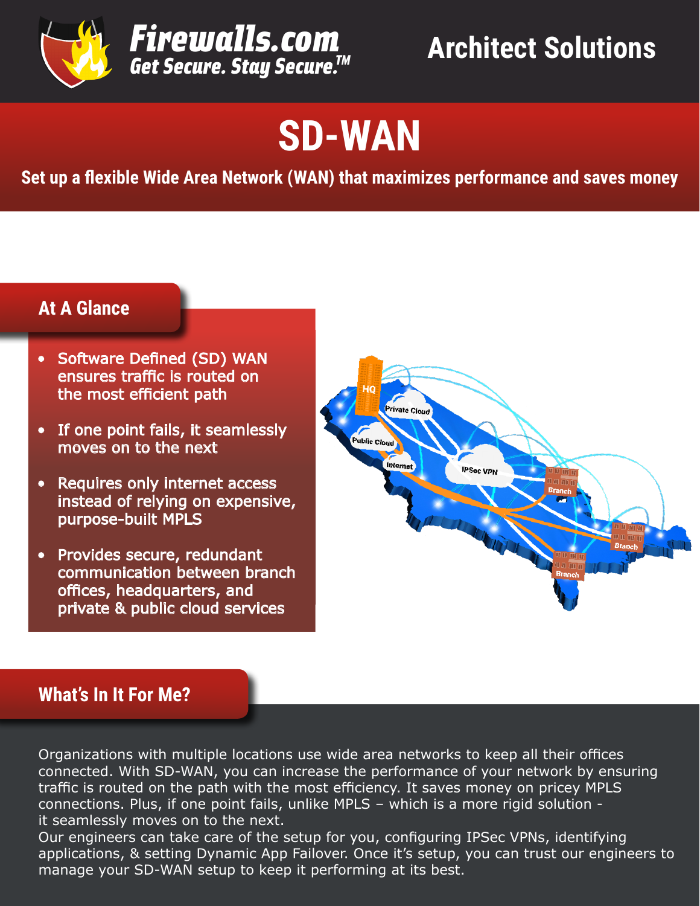Firewalls.com

*Get Secure. Stay Secure.™*

Architect Solutions

# SD-WAN

**Set up a flexible Wide Area Network (WAN) that maximizes performance and saves money**

## At A Glance

- Software Defined (SD) WAN ensures traffic is routed on the most efficient path
- If one point fails, it seamlessly moves on to the next
- Requires only internet access instead of relying on expensive, purpose-built MPLS
- Provides secure, redundant communication between branch offices, headquarters, and private & public cloud services

## What's In It For Me?

Organizations with multiple locations use wide area networks to keep all their offices connected. With SD-WAN, you can increase the performance of your network by ensuring traffic is routed on the path with the most efficiency. It saves money on pricey MPLS connections. Plus, if one point fails, unlike MPLS – which is a more rigid solution - it seamlessly moves on to the next.

Our engineers can take care of the setup for you, configuring IPSec VPNs, identifying applications, & setting Dynamic App Failover. Once it's setup, you can trust our engineers to manage your SD-WAN setup to keep it performing at its best.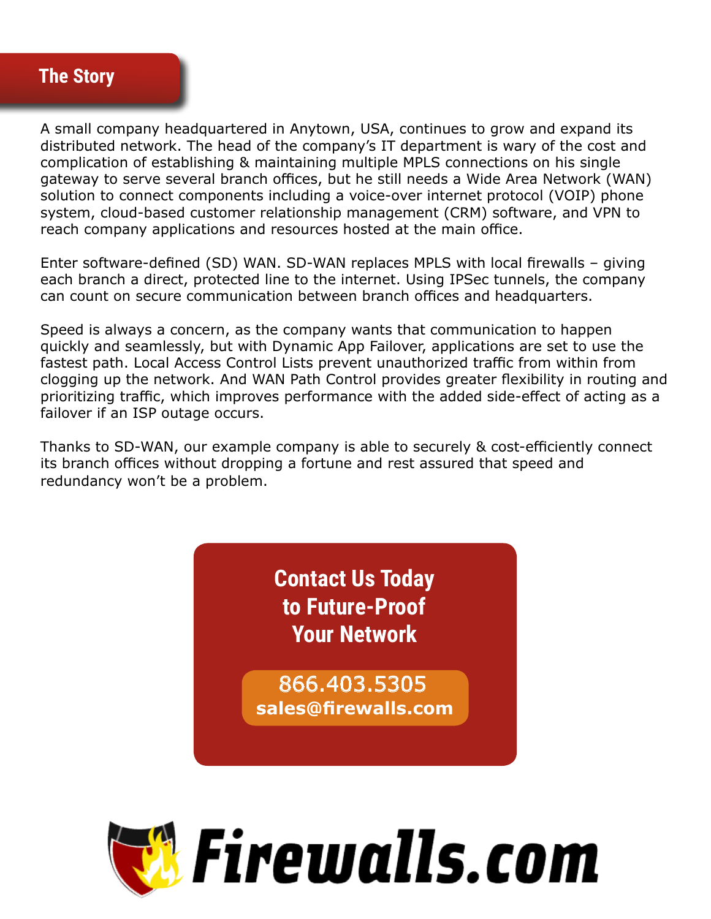## The Story

A small company headquartered in Anytown, USA, continues to grow and expand its distributed network. The head of the company's IT department is wary of the cost and complication of establishing & maintaining multiple MPLS connections on his single gateway to serve several branch offices, but he still needs a Wide Area Network (WAN) solution to connect components including a voice-over internet protocol (VOIP) phone system, cloud-based customer relationship management (CRM) software, and VPN to reach company applications and resources hosted at the main office.

Enter software-defined (SD) WAN. SD-WAN replaces MPLS with local firewalls – giving each branch a direct, protected line to the internet. Using IPSec tunnels, the company can count on secure communication between branch offices and headquarters.

Speed is always a concern, as the company wants that communication to happen quickly and seamlessly, but with Dynamic App Failover, applications are set to use the fastest path. Local Access Control Lists prevent unauthorized traffic from within from clogging up the network. And WAN Path Control provides greater flexibility in routing and prioritizing traffic, which improves performance with the added side-effect of acting as a failover if an ISP outage occurs.

Thanks to SD-WAN, our example company is able to securely & cost-efficiently connect its branch offices without dropping a fortune and rest assured that speed and redundancy won't be a problem.

**Contact Us Today to Future-Proof Your Network**

**866.403.5305**
**sales@firewalls.com**

**Firewalls.com**